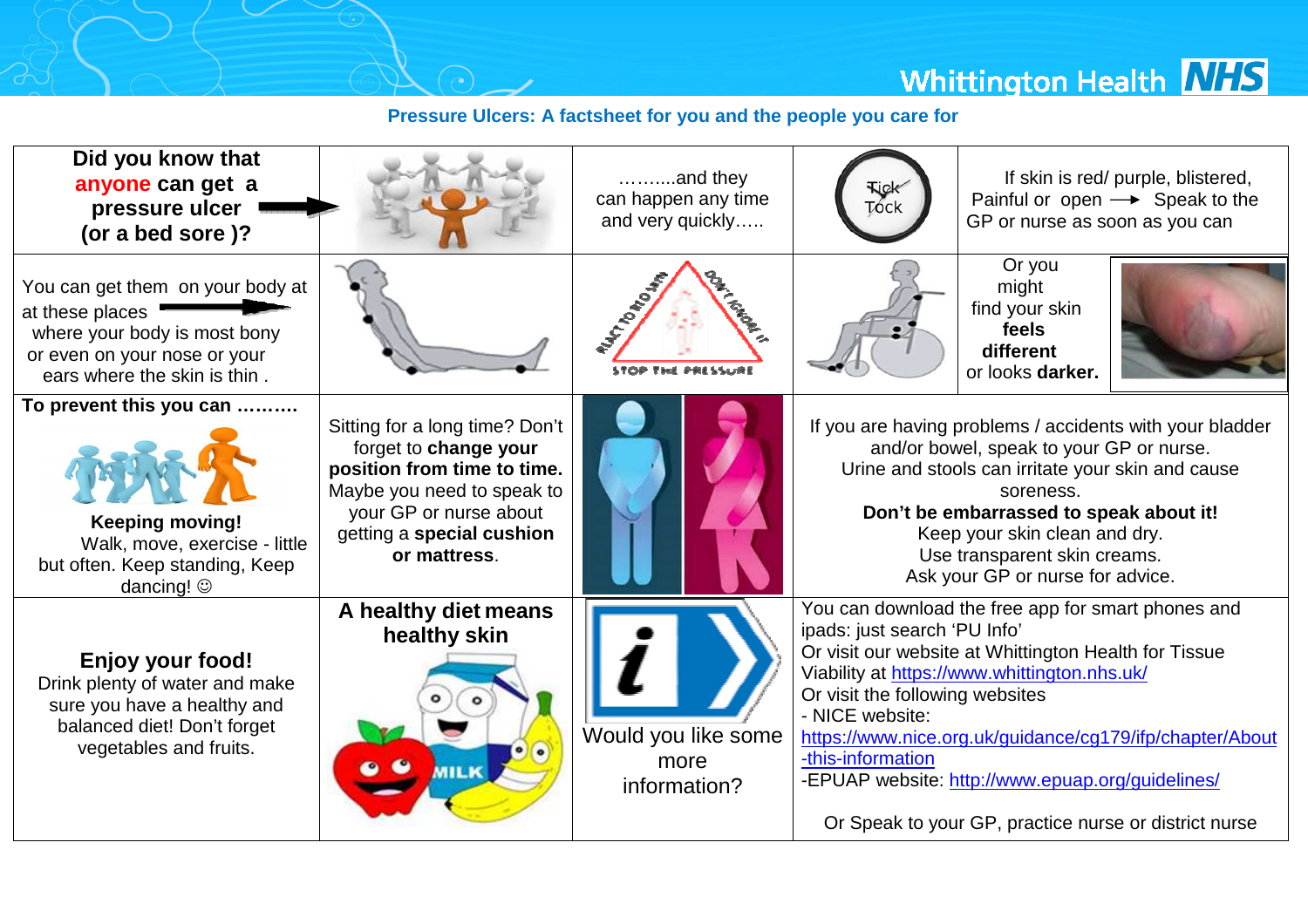Whittington Health NHS

## Pressure Ulcers: A factsheet for you and the people you care for

**Did you know that anyone can get a pressure ulcer (or a bed sore )?**

……….and they can happen any time and very quickly…..

Tick Tock

If skin is red/ purple, blistered, Painful or open → Speak to the GP or nurse as soon as you can

You can get them on your body at at these places where your body is most bony or even on your nose or your ears where the skin is thin .

REACT TO RED SKIN — DON'T IGNORE IT — STOP THE PRESSURE

Or you might find your skin **feels different** or looks **darker.**

**To prevent this you can ……….**

**Keeping moving!**
Walk, move, exercise - little but often. Keep standing, Keep dancing! ☺

Sitting for a long time? Don't forget to **change your position from time to time.** Maybe you need to speak to your GP or nurse about getting a **special cushion or mattress**.

If you are having problems / accidents with your bladder and/or bowel, speak to your GP or nurse.
Urine and stools can irritate your skin and cause soreness.
**Don't be embarrassed to speak about it!**
Keep your skin clean and dry.
Use transparent skin creams.
Ask your GP or nurse for advice.

**Enjoy your food!**
Drink plenty of water and make sure you have a healthy and balanced diet! Don't forget vegetables and fruits.

**A healthy diet means healthy skin**

Would you like some more information?

You can download the free app for smart phones and ipads: just search 'PU Info'
Or visit our website at Whittington Health for Tissue Viability at https://www.whittington.nhs.uk/
Or visit the following websites
- NICE website: https://www.nice.org.uk/guidance/cg179/ifp/chapter/About-this-information
-EPUAP website: http://www.epuap.org/guidelines/

Or Speak to your GP, practice nurse or district nurse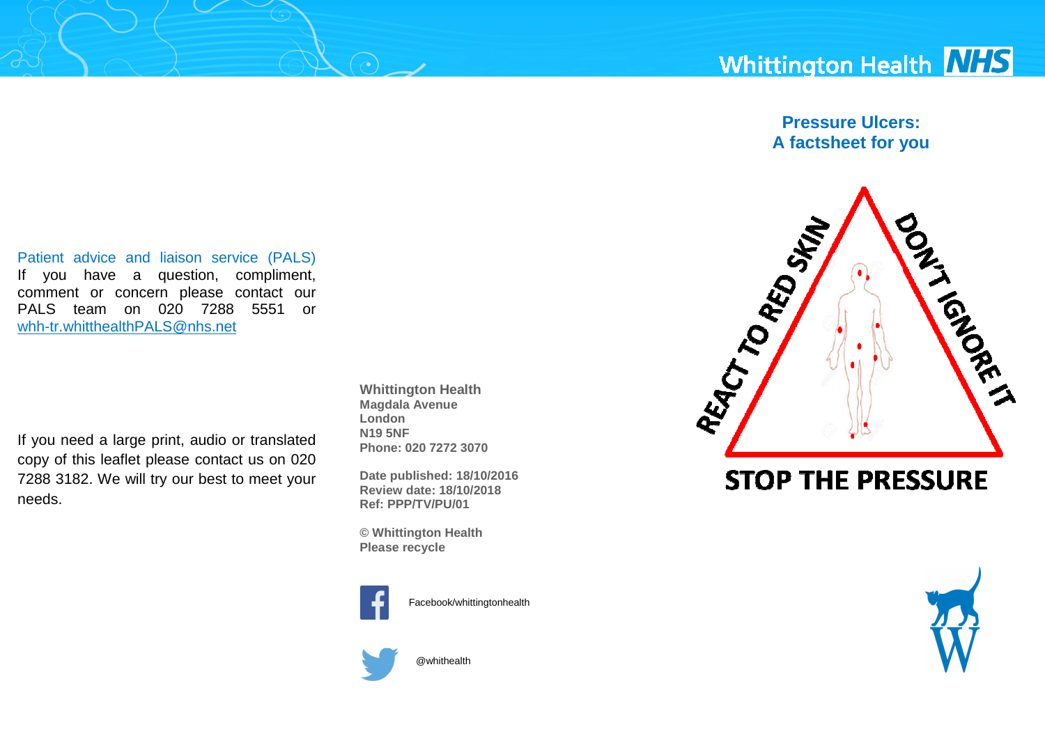Patient advice and liaison service (PALS)
If you have a question, compliment, comment or concern please contact our PALS team on 020 7288 5551 or whh-tr.whitthealthPALS@nhs.net

If you need a large print, audio or translated copy of this leaflet please contact us on 020 7288 3182. We will try our best to meet your needs.

**Whittington Health**
**Magdala Avenue**
**London**
**N19 5NF**
**Phone: 020 7272 3070**

**Date published: 18/10/2016**
**Review date: 18/10/2018**
**Ref: PPP/TV/PU/01**

**© Whittington Health**
**Please recycle**

Facebook/whittingtonhealth

@whithealth

Whittington Health NHS

# Pressure Ulcers: A factsheet for you

REACT TO RED SKIN

DON'T IGNORE IT

STOP THE PRESSURE